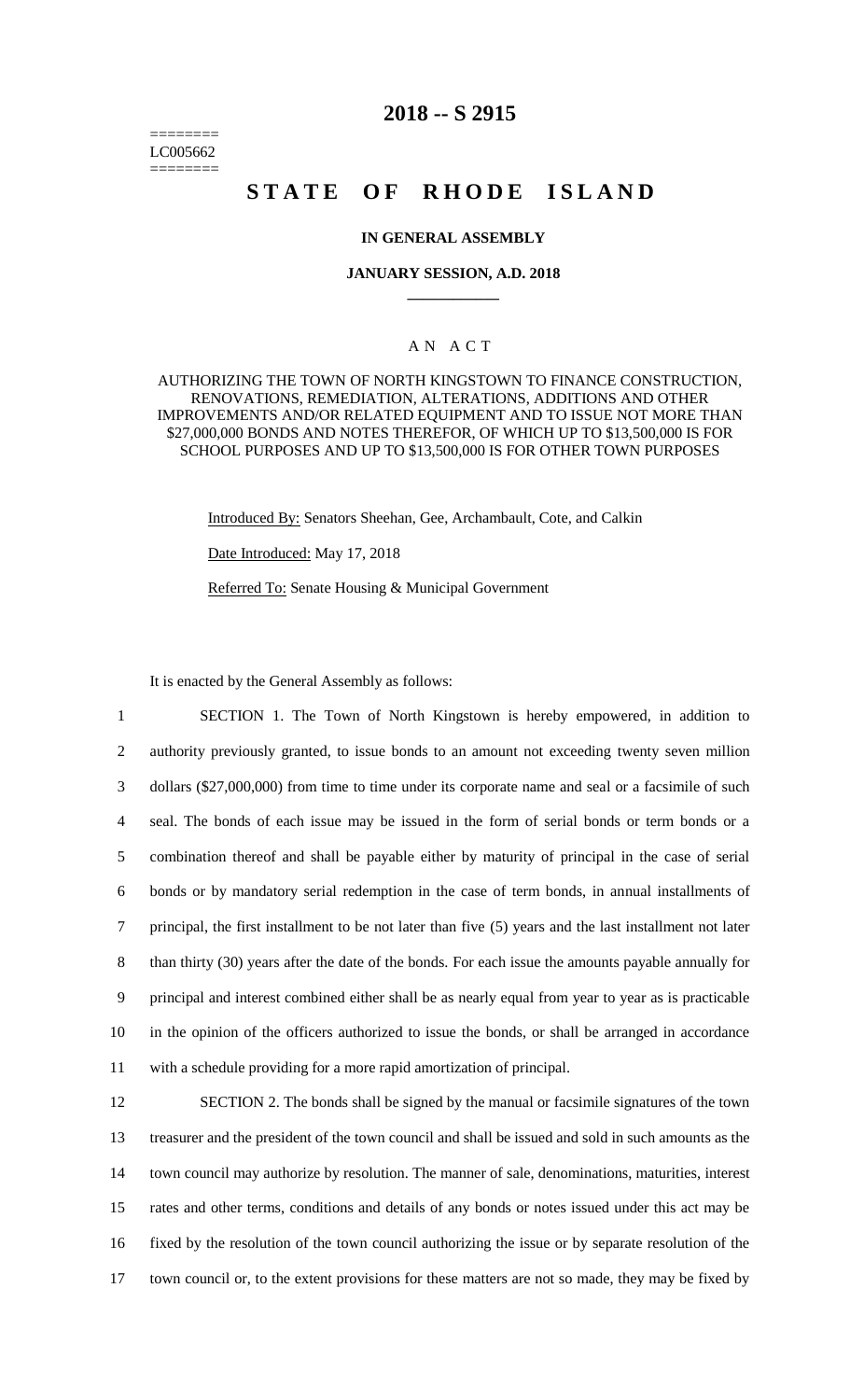========
LC005662
========

# 2018 -- S 2915

# STATE OF RHODE ISLAND

### IN GENERAL ASSEMBLY

### JANUARY SESSION, A.D. 2018

____________

### A N A C T

AUTHORIZING THE TOWN OF NORTH KINGSTOWN TO FINANCE CONSTRUCTION, RENOVATIONS, REMEDIATION, ALTERATIONS, ADDITIONS AND OTHER IMPROVEMENTS AND/OR RELATED EQUIPMENT AND TO ISSUE NOT MORE THAN $27,000,000 BONDS AND NOTES THEREFOR, OF WHICH UP TO $13,500,000 IS FOR SCHOOL PURPOSES AND UP TO $13,500,000 IS FOR OTHER TOWN PURPOSES

Introduced By: Senators Sheehan, Gee, Archambault, Cote, and Calkin

Date Introduced: May 17, 2018

Referred To: Senate Housing & Municipal Government

It is enacted by the General Assembly as follows:

1 SECTION 1. The Town of North Kingstown is hereby empowered, in addition to
2 authority previously granted, to issue bonds to an amount not exceeding twenty seven million
3 dollars ($27,000,000) from time to time under its corporate name and seal or a facsimile of such
4 seal. The bonds of each issue may be issued in the form of serial bonds or term bonds or a
5 combination thereof and shall be payable either by maturity of principal in the case of serial
6 bonds or by mandatory serial redemption in the case of term bonds, in annual installments of
7 principal, the first installment to be not later than five (5) years and the last installment not later
8 than thirty (30) years after the date of the bonds. For each issue the amounts payable annually for
9 principal and interest combined either shall be as nearly equal from year to year as is practicable
10 in the opinion of the officers authorized to issue the bonds, or shall be arranged in accordance
11 with a schedule providing for a more rapid amortization of principal.

12 SECTION 2. The bonds shall be signed by the manual or facsimile signatures of the town
13 treasurer and the president of the town council and shall be issued and sold in such amounts as the
14 town council may authorize by resolution. The manner of sale, denominations, maturities, interest
15 rates and other terms, conditions and details of any bonds or notes issued under this act may be
16 fixed by the resolution of the town council authorizing the issue or by separate resolution of the
17 town council or, to the extent provisions for these matters are not so made, they may be fixed by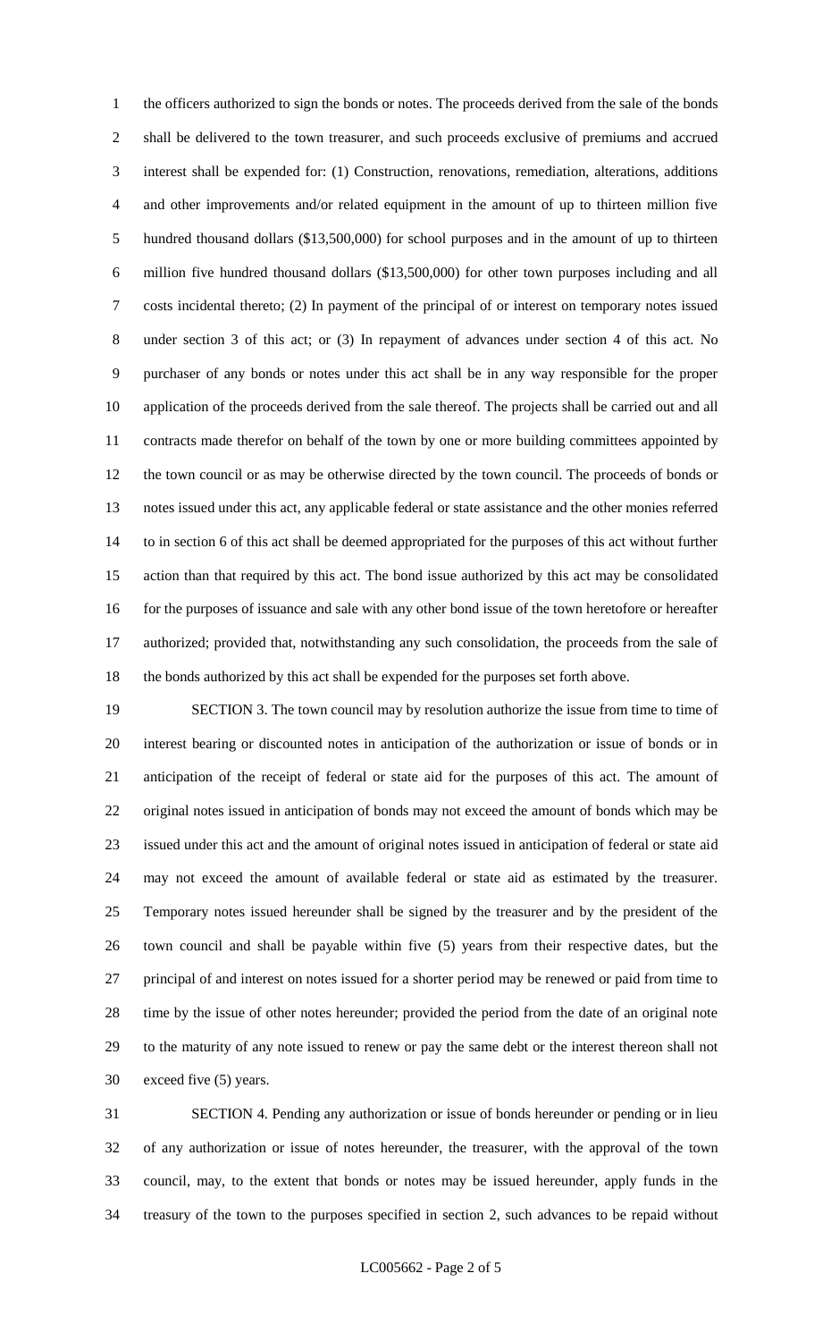the officers authorized to sign the bonds or notes. The proceeds derived from the sale of the bonds shall be delivered to the town treasurer, and such proceeds exclusive of premiums and accrued interest shall be expended for: (1) Construction, renovations, remediation, alterations, additions and other improvements and/or related equipment in the amount of up to thirteen million five hundred thousand dollars ($13,500,000) for school purposes and in the amount of up to thirteen million five hundred thousand dollars ($13,500,000) for other town purposes including and all costs incidental thereto; (2) In payment of the principal of or interest on temporary notes issued under section 3 of this act; or (3) In repayment of advances under section 4 of this act. No purchaser of any bonds or notes under this act shall be in any way responsible for the proper application of the proceeds derived from the sale thereof. The projects shall be carried out and all contracts made therefor on behalf of the town by one or more building committees appointed by the town council or as may be otherwise directed by the town council. The proceeds of bonds or notes issued under this act, any applicable federal or state assistance and the other monies referred to in section 6 of this act shall be deemed appropriated for the purposes of this act without further action than that required by this act. The bond issue authorized by this act may be consolidated for the purposes of issuance and sale with any other bond issue of the town heretofore or hereafter authorized; provided that, notwithstanding any such consolidation, the proceeds from the sale of the bonds authorized by this act shall be expended for the purposes set forth above.

SECTION 3. The town council may by resolution authorize the issue from time to time of interest bearing or discounted notes in anticipation of the authorization or issue of bonds or in anticipation of the receipt of federal or state aid for the purposes of this act. The amount of original notes issued in anticipation of bonds may not exceed the amount of bonds which may be issued under this act and the amount of original notes issued in anticipation of federal or state aid may not exceed the amount of available federal or state aid as estimated by the treasurer. Temporary notes issued hereunder shall be signed by the treasurer and by the president of the town council and shall be payable within five (5) years from their respective dates, but the principal of and interest on notes issued for a shorter period may be renewed or paid from time to time by the issue of other notes hereunder; provided the period from the date of an original note to the maturity of any note issued to renew or pay the same debt or the interest thereon shall not exceed five (5) years.

SECTION 4. Pending any authorization or issue of bonds hereunder or pending or in lieu of any authorization or issue of notes hereunder, the treasurer, with the approval of the town council, may, to the extent that bonds or notes may be issued hereunder, apply funds in the treasury of the town to the purposes specified in section 2, such advances to be repaid without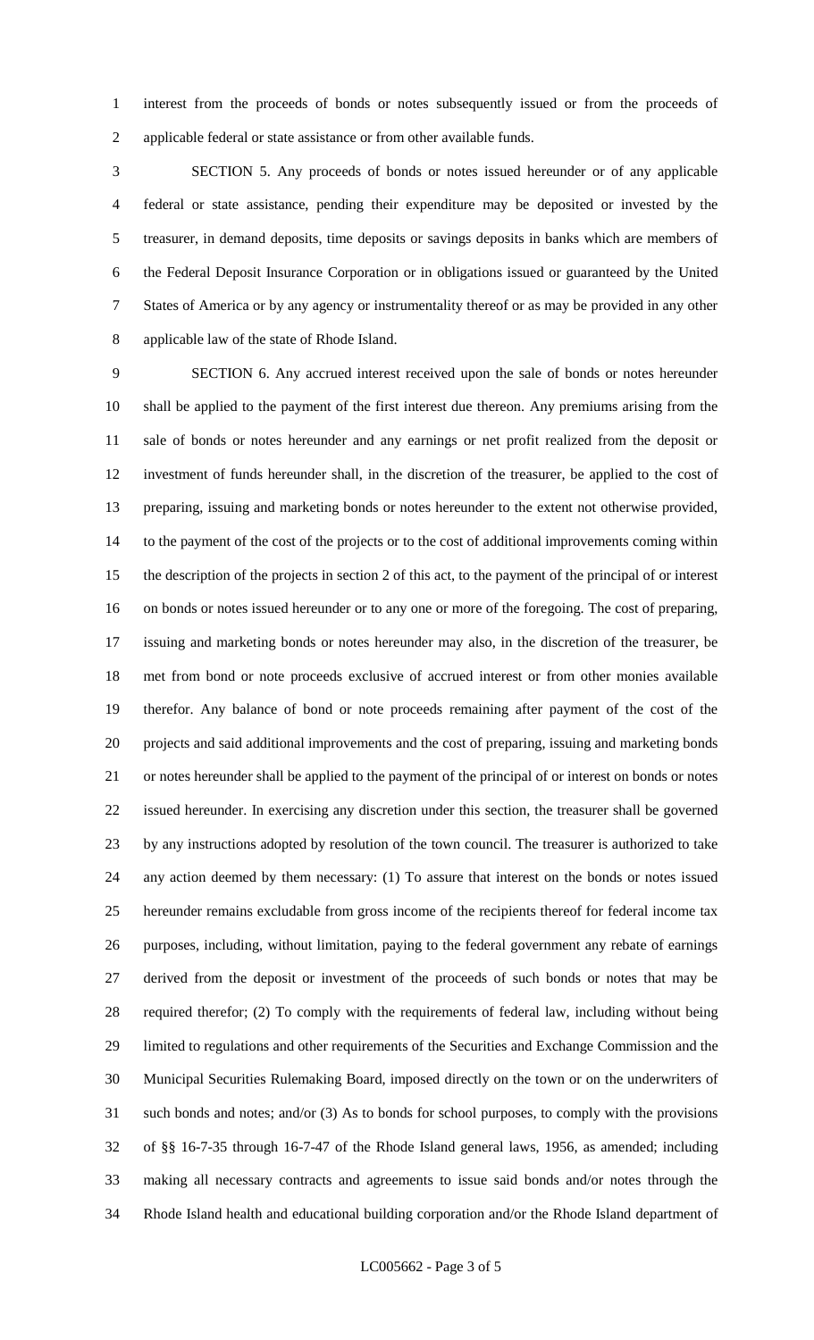interest from the proceeds of bonds or notes subsequently issued or from the proceeds of applicable federal or state assistance or from other available funds.

SECTION 5. Any proceeds of bonds or notes issued hereunder or of any applicable federal or state assistance, pending their expenditure may be deposited or invested by the treasurer, in demand deposits, time deposits or savings deposits in banks which are members of the Federal Deposit Insurance Corporation or in obligations issued or guaranteed by the United States of America or by any agency or instrumentality thereof or as may be provided in any other applicable law of the state of Rhode Island.

SECTION 6. Any accrued interest received upon the sale of bonds or notes hereunder shall be applied to the payment of the first interest due thereon. Any premiums arising from the sale of bonds or notes hereunder and any earnings or net profit realized from the deposit or investment of funds hereunder shall, in the discretion of the treasurer, be applied to the cost of preparing, issuing and marketing bonds or notes hereunder to the extent not otherwise provided, to the payment of the cost of the projects or to the cost of additional improvements coming within the description of the projects in section 2 of this act, to the payment of the principal of or interest on bonds or notes issued hereunder or to any one or more of the foregoing. The cost of preparing, issuing and marketing bonds or notes hereunder may also, in the discretion of the treasurer, be met from bond or note proceeds exclusive of accrued interest or from other monies available therefor. Any balance of bond or note proceeds remaining after payment of the cost of the projects and said additional improvements and the cost of preparing, issuing and marketing bonds or notes hereunder shall be applied to the payment of the principal of or interest on bonds or notes issued hereunder. In exercising any discretion under this section, the treasurer shall be governed by any instructions adopted by resolution of the town council. The treasurer is authorized to take any action deemed by them necessary: (1) To assure that interest on the bonds or notes issued hereunder remains excludable from gross income of the recipients thereof for federal income tax purposes, including, without limitation, paying to the federal government any rebate of earnings derived from the deposit or investment of the proceeds of such bonds or notes that may be required therefor; (2) To comply with the requirements of federal law, including without being limited to regulations and other requirements of the Securities and Exchange Commission and the Municipal Securities Rulemaking Board, imposed directly on the town or on the underwriters of such bonds and notes; and/or (3) As to bonds for school purposes, to comply with the provisions of §§ 16-7-35 through 16-7-47 of the Rhode Island general laws, 1956, as amended; including making all necessary contracts and agreements to issue said bonds and/or notes through the Rhode Island health and educational building corporation and/or the Rhode Island department of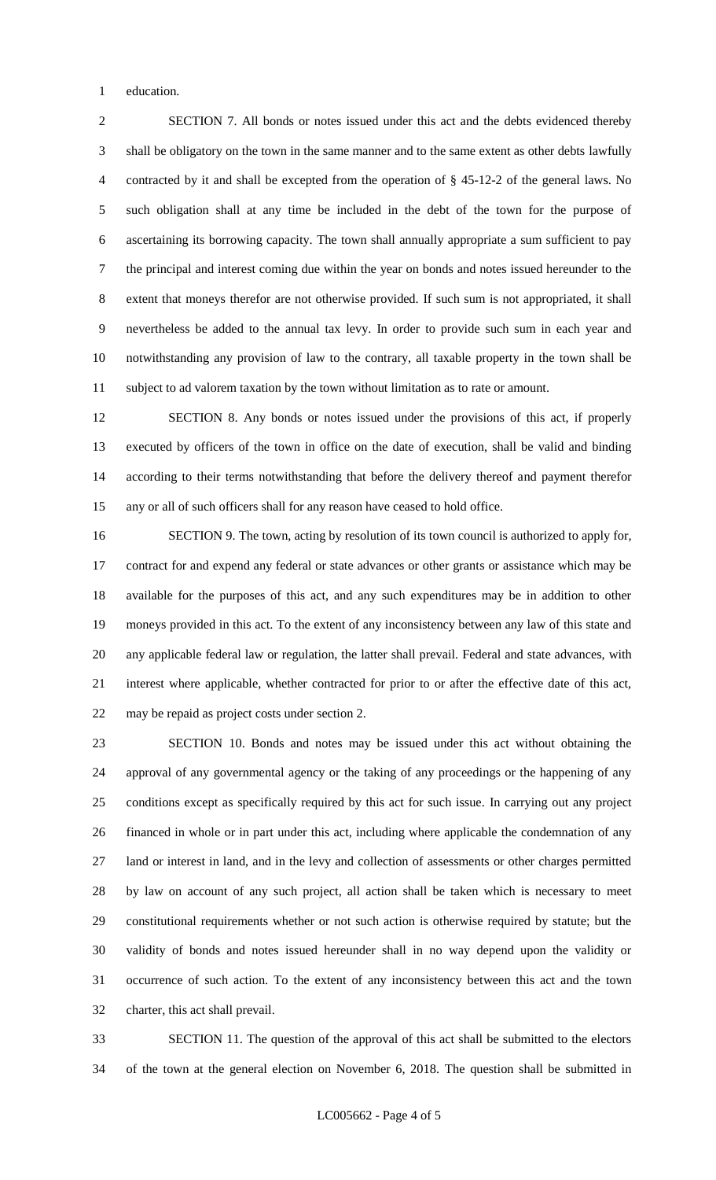education.

SECTION 7. All bonds or notes issued under this act and the debts evidenced thereby shall be obligatory on the town in the same manner and to the same extent as other debts lawfully contracted by it and shall be excepted from the operation of § 45-12-2 of the general laws. No such obligation shall at any time be included in the debt of the town for the purpose of ascertaining its borrowing capacity. The town shall annually appropriate a sum sufficient to pay the principal and interest coming due within the year on bonds and notes issued hereunder to the extent that moneys therefor are not otherwise provided. If such sum is not appropriated, it shall nevertheless be added to the annual tax levy. In order to provide such sum in each year and notwithstanding any provision of law to the contrary, all taxable property in the town shall be subject to ad valorem taxation by the town without limitation as to rate or amount.

SECTION 8. Any bonds or notes issued under the provisions of this act, if properly executed by officers of the town in office on the date of execution, shall be valid and binding according to their terms notwithstanding that before the delivery thereof and payment therefor any or all of such officers shall for any reason have ceased to hold office.

SECTION 9. The town, acting by resolution of its town council is authorized to apply for, contract for and expend any federal or state advances or other grants or assistance which may be available for the purposes of this act, and any such expenditures may be in addition to other moneys provided in this act. To the extent of any inconsistency between any law of this state and any applicable federal law or regulation, the latter shall prevail. Federal and state advances, with interest where applicable, whether contracted for prior to or after the effective date of this act, may be repaid as project costs under section 2.

SECTION 10. Bonds and notes may be issued under this act without obtaining the approval of any governmental agency or the taking of any proceedings or the happening of any conditions except as specifically required by this act for such issue. In carrying out any project financed in whole or in part under this act, including where applicable the condemnation of any land or interest in land, and in the levy and collection of assessments or other charges permitted by law on account of any such project, all action shall be taken which is necessary to meet constitutional requirements whether or not such action is otherwise required by statute; but the validity of bonds and notes issued hereunder shall in no way depend upon the validity or occurrence of such action. To the extent of any inconsistency between this act and the town charter, this act shall prevail.

SECTION 11. The question of the approval of this act shall be submitted to the electors of the town at the general election on November 6, 2018. The question shall be submitted in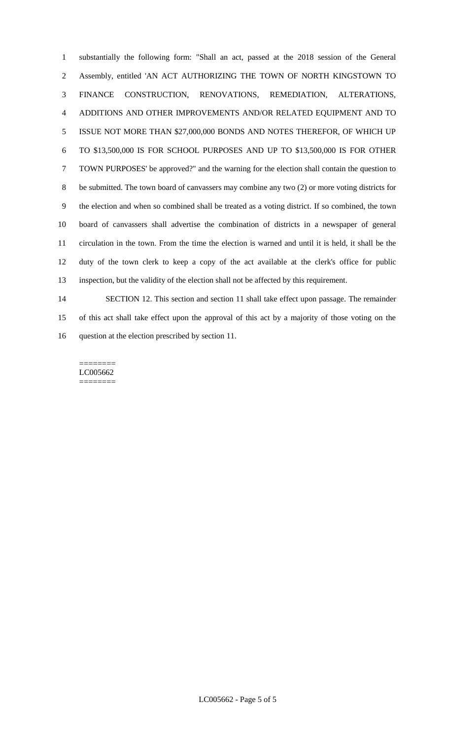substantially the following form: "Shall an act, passed at the 2018 session of the General Assembly, entitled 'AN ACT AUTHORIZING THE TOWN OF NORTH KINGSTOWN TO FINANCE CONSTRUCTION, RENOVATIONS, REMEDIATION, ALTERATIONS, ADDITIONS AND OTHER IMPROVEMENTS AND/OR RELATED EQUIPMENT AND TO ISSUE NOT MORE THAN $27,000,000 BONDS AND NOTES THEREFOR, OF WHICH UP TO $13,500,000 IS FOR SCHOOL PURPOSES AND UP TO $13,500,000 IS FOR OTHER TOWN PURPOSES' be approved?" and the warning for the election shall contain the question to be submitted. The town board of canvassers may combine any two (2) or more voting districts for the election and when so combined shall be treated as a voting district. If so combined, the town board of canvassers shall advertise the combination of districts in a newspaper of general circulation in the town. From the time the election is warned and until it is held, it shall be the duty of the town clerk to keep a copy of the act available at the clerk's office for public inspection, but the validity of the election shall not be affected by this requirement.

SECTION 12. This section and section 11 shall take effect upon passage. The remainder of this act shall take effect upon the approval of this act by a majority of those voting on the question at the election prescribed by section 11.

========
LC005662
========